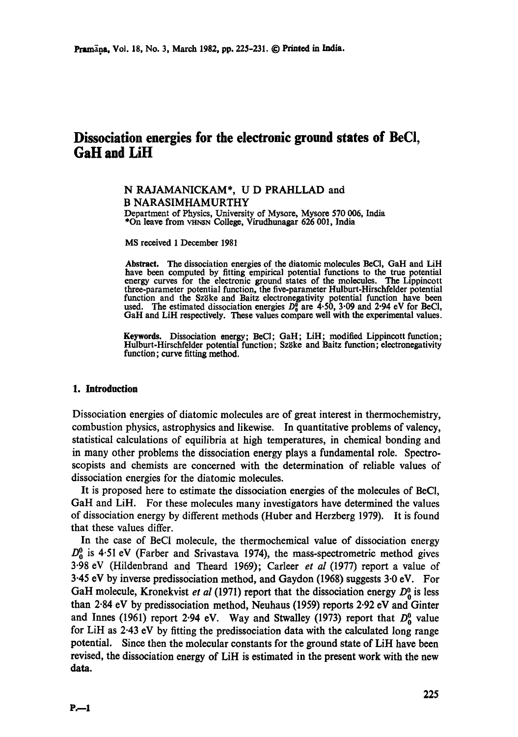# Dissociation energies for the electronic ground states of BeCl, GaH and LiH

N RAJAMANICKAM*, U D PRAHLLAD and B NARASIMHAMURTHY

Department of Physics, University of Mysore, Mysore 570 006, India
*On leave from VHNSN College, Virudhunagar 626 001, India

MS received 1 December 1981

**Abstract.** The dissociation energies of the diatomic molecules BeCl, GaH and LiH have been computed by fitting empirical potential functions to the true potential energy curves for the electronic ground states of the molecules. The Lippincott three-parameter potential function, the five-parameter Hulburt-Hirschfelder potential function and the Szöke and Baitz electronegativity potential function have been used. The estimated dissociation energies $D_0^0$ are 4·50, 3·09 and 2·94 eV for BeCl, GaH and LiH respectively. These values compare well with the experimental values.

**Keywords.** Dissociation energy; BeCl; GaH; LiH; modified Lippincott function; Hulburt-Hirschfelder potential function; Szöke and Baitz function; electronegativity function; curve fitting method.

## 1. Introduction

Dissociation energies of diatomic molecules are of great interest in thermochemistry, combustion physics, astrophysics and likewise. In quantitative problems of valency, statistical calculations of equilibria at high temperatures, in chemical bonding and in many other problems the dissociation energy plays a fundamental role. Spectroscopists and chemists are concerned with the determination of reliable values of dissociation energies for the diatomic molecules.

It is proposed here to estimate the dissociation energies of the molecules of BeCl, GaH and LiH. For these molecules many investigators have determined the values of dissociation energy by different methods (Huber and Herzberg 1979). It is found that these values differ.

In the case of BeCl molecule, the thermochemical value of dissociation energy $D_0^0$ is 4·51 eV (Farber and Srivastava 1974), the mass-spectrometric method gives 3·98 eV (Hildenbrand and Theard 1969); Carleer *et al* (1977) report a value of 3·45 eV by inverse predissociation method, and Gaydon (1968) suggests 3·0 eV. For GaH molecule, Kronekvist *et al* (1971) report that the dissociation energy $D_0^0$ is less than 2·84 eV by predissociation method, Neuhaus (1959) reports 2·92 eV and Ginter and Innes (1961) report 2·94 eV. Way and Stwalley (1973) report that $D_0^0$ value for LiH as 2·43 eV by fitting the predissociation data with the calculated long range potential. Since then the molecular constants for the ground state of LiH have been revised, the dissociation energy of LiH is estimated in the present work with the new data.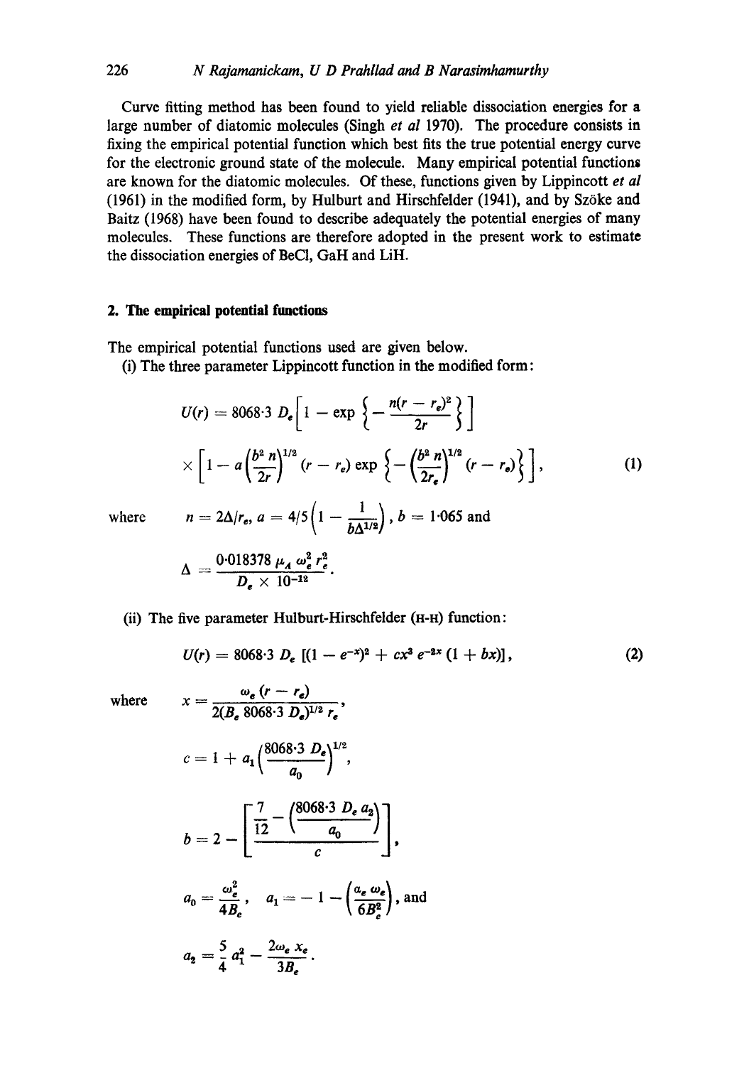Curve fitting method has been found to yield reliable dissociation energies for a large number of diatomic molecules (Singh *et al* 1970). The procedure consists in fixing the empirical potential function which best fits the true potential energy curve for the electronic ground state of the molecule. Many empirical potential functions are known for the diatomic molecules. Of these, functions given by Lippincott *et al* (1961) in the modified form, by Hulburt and Hirschfelder (1941), and by Szöke and Baitz (1968) have been found to describe adequately the potential energies of many molecules. These functions are therefore adopted in the present work to estimate the dissociation energies of BeCl, GaH and LiH.

## 2. The empirical potential functions

The empirical potential functions used are given below.

(i) The three parameter Lippincott function in the modified form:

$$U(r) = 8068\cdot 3\, D_e\left[1 - \exp\left\{-\frac{n(r-r_e)^2}{2r}\right\}\right]$$
$$\times\left[1 - a\left(\frac{b^2 n}{2r}\right)^{1/2}(r - r_e)\exp\left\{-\left(\frac{b^2 n}{2r_e}\right)^{1/2}(r - r_e)\right\}\right], \tag{1}$$

where $n = 2\Delta/r_e$, $a = 4/5\left(1 - \frac{1}{b\Delta^{1/2}}\right)$, $b = 1{\cdot}065$ and

$$\Delta = \frac{0{\cdot}018378\, \mu_A\, \omega_e^2\, r_e^2}{D_e \times 10^{-12}}.$$

(ii) The five parameter Hulburt-Hirschfelder (H-H) function:

$$U(r) = 8068\cdot 3\, D_e\, [(1 - e^{-x})^2 + cx^3\, e^{-2x}\,(1 + bx)], \tag{2}$$

where

$$x = \frac{\omega_e\,(r - r_e)}{2(B_e\, 8068\cdot 3\, D_e)^{1/2}\, r_e},$$

$$c = 1 + a_1\left(\frac{8068\cdot 3\, D_e}{a_0}\right)^{1/2},$$

$$b = 2 - \left[\frac{\frac{7}{12} - \left(\frac{8068\cdot 3\, D_e\, a_2}{a_0}\right)}{c}\right],$$

$$a_0 = \frac{\omega_e^2}{4B_e}, \quad a_1 = -1 - \left(\frac{\alpha_e\, \omega_e}{6B_e^2}\right), \text{ and}$$

$$a_2 = \frac{5}{4}\, a_1^2 - \frac{2\omega_e\, x_e}{3B_e}.$$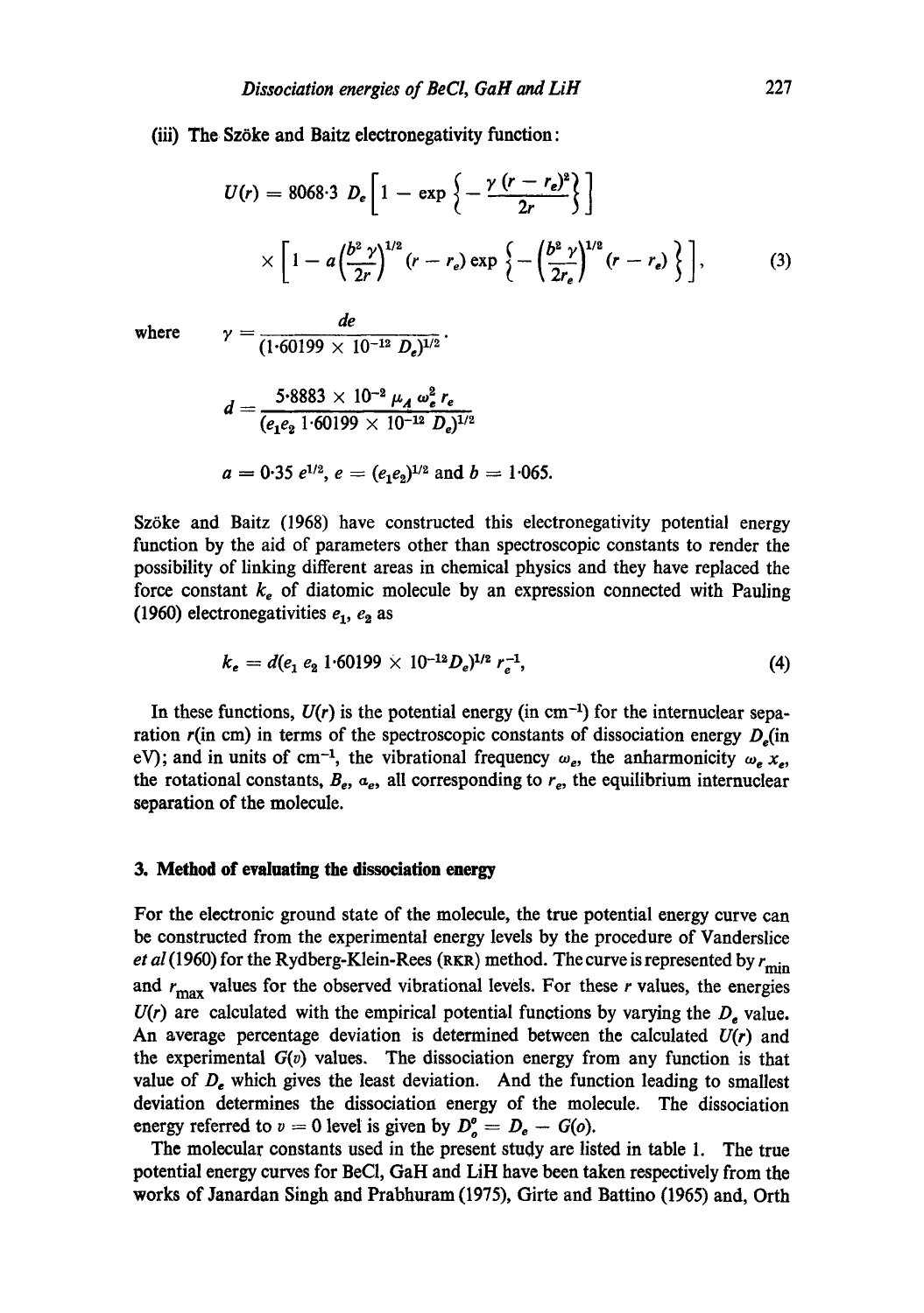(iii) The Szöke and Baitz electronegativity function:

$$U(r) = 8068{\cdot}3 \ D_e \left[ 1 - \exp \left\{ -\frac{\gamma (r - r_e)^2}{2r} \right\} \right]$$
$$\times \left[ 1 - a \left( \frac{b^2 \gamma}{2r} \right)^{1/2} (r - r_e) \exp \left\{ -\left( \frac{b^2 \gamma}{2r_e} \right)^{1/2} (r - r_e) \right\} \right], \qquad (3)$$

where $\gamma = \dfrac{de}{(1{\cdot}60199 \times 10^{-12} \ D_e)^{1/2}}$.

$$d = \frac{5{\cdot}8883 \times 10^{-2} \ \mu_A \ \omega_e^2 \ r_e}{(e_1 e_2 \ 1{\cdot}60199 \times 10^{-12} \ D_e)^{1/2}}$$

$a = 0{\cdot}35 \ e^{1/2}$, $e = (e_1 e_2)^{1/2}$ and $b = 1{\cdot}065$.

Szöke and Baitz (1968) have constructed this electronegativity potential energy function by the aid of parameters other than spectroscopic constants to render the possibility of linking different areas in chemical physics and they have replaced the force constant $k_e$ of diatomic molecule by an expression connected with Pauling (1960) electronegativities $e_1$, $e_2$ as

$$k_e = d(e_1 \ e_2 \ 1{\cdot}60199 \times 10^{-12} D_e)^{1/2} \ r_e^{-1}, \qquad (4)$$

In these functions, $U(r)$ is the potential energy (in $\text{cm}^{-1}$) for the internuclear separation $r$(in cm) in terms of the spectroscopic constants of dissociation energy $D_e$(in eV); and in units of $\text{cm}^{-1}$, the vibrational frequency $\omega_e$, the anharmonicity $\omega_e \ x_e$, the rotational constants, $B_e$, $\alpha_e$, all corresponding to $r_e$, the equilibrium internuclear separation of the molecule.

## 3. Method of evaluating the dissociation energy

For the electronic ground state of the molecule, the true potential energy curve can be constructed from the experimental energy levels by the procedure of Vanderslice *et al* (1960) for the Rydberg-Klein-Rees (RKR) method. The curve is represented by $r_{\text{min}}$ and $r_{\text{max}}$ values for the observed vibrational levels. For these $r$ values, the energies $U(r)$ are calculated with the empirical potential functions by varying the $D_e$ value. An average percentage deviation is determined between the calculated $U(r)$ and the experimental $G(v)$ values. The dissociation energy from any function is that value of $D_e$ which gives the least deviation. And the function leading to smallest deviation determines the dissociation energy of the molecule. The dissociation energy referred to $v = 0$ level is given by $D_o^o = D_e - G(o)$.

The molecular constants used in the present study are listed in table 1. The true potential energy curves for BeCl, GaH and LiH have been taken respectively from the works of Janardan Singh and Prabhuram (1975), Girte and Battino (1965) and, Orth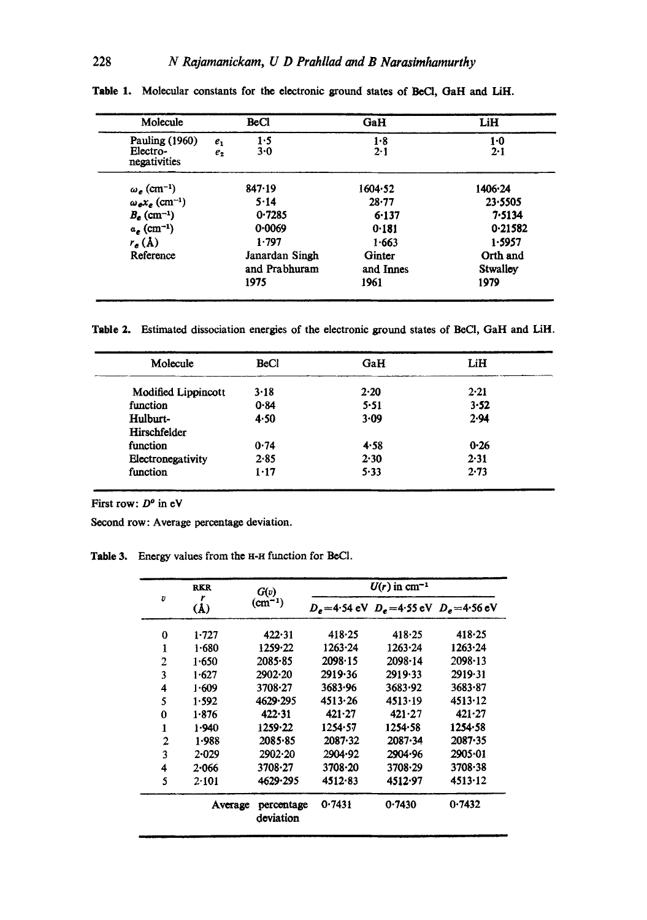**Table 1.** Molecular constants for the electronic ground states of BeCl, GaH and LiH.

| Molecule | | BeCl | GaH | LiH |
|---|---|---|---|---|
| Pauling (1960) Electro-negativities | $e_1$ | 1·5 | 1·8 | 1·0 |
| | $e_2$ | 3·0 | 2·1 | 2·1 |
| $\omega_e$ (cm$^{-1}$) | | 847·19 | 1604·52 | 1406·24 |
| $\omega_e x_e$ (cm$^{-1}$) | | 5·14 | 28·77 | 23·5505 |
| $B_e$ (cm$^{-1}$) | | 0·7285 | 6·137 | 7·5134 |
| $\alpha_e$ (cm$^{-1}$) | | 0·0069 | 0·181 | 0·21582 |
| $r_e$ (Å) | | 1·797 | 1·663 | 1·5957 |
| Reference | | Janardan Singh and Prabhuram 1975 | Ginter and Innes 1961 | Orth and Stwalley 1979 |

**Table 2.** Estimated dissociation energies of the electronic ground states of BeCl, GaH and LiH.

| Molecule | BeCl | GaH | LiH |
|---|---|---|---|
| Modified Lippincott | 3·18 | 2·20 | 2·21 |
| function | 0·84 | 5·51 | 3·52 |
| Hulburt-Hirschfelder | 4·50 | 3·09 | 2·94 |
| function | 0·74 | 4·58 | 0·26 |
| Electronegativity | 2·85 | 2·30 | 2·31 |
| function | 1·17 | 5·33 | 2·73 |

First row: $D^0$ in eV

Second row: Average percentage deviation.

**Table 3.** Energy values from the H-H function for BeCl.

| $v$ | RKR $r$ (Å) | $G(v)$ (cm$^{-1}$) | $U(r)$ in cm$^{-1}$ | | |
|---|---|---|---|---|---|
| | | | $D_e$=4·54 eV | $D_e$=4·55 eV | $D_e$=4·56 eV |
| 0 | 1·727 | 422·31 | 418·25 | 418·25 | 418·25 |
| 1 | 1·680 | 1259·22 | 1263·24 | 1263·24 | 1263·24 |
| 2 | 1·650 | 2085·85 | 2098·15 | 2098·14 | 2098·13 |
| 3 | 1·627 | 2902·20 | 2919·36 | 2919·33 | 2919·31 |
| 4 | 1·609 | 3708·27 | 3683·96 | 3683·92 | 3683·87 |
| 5 | 1·592 | 4629·295 | 4513·26 | 4513·19 | 4513·12 |
| 0 | 1·876 | 422·31 | 421·27 | 421·27 | 421·27 |
| 1 | 1·940 | 1259·22 | 1254·57 | 1254·58 | 1254·58 |
| 2 | 1·988 | 2085·85 | 2087·32 | 2087·34 | 2087·35 |
| 3 | 2·029 | 2902·20 | 2904·92 | 2904·96 | 2905·01 |
| 4 | 2·066 | 3708·27 | 3708·20 | 3708·29 | 3708·38 |
| 5 | 2·101 | 4629·295 | 4512·83 | 4512·97 | 4513·12 |
| | Average | percentage deviation | 0·7431 | 0·7430 | 0·7432 |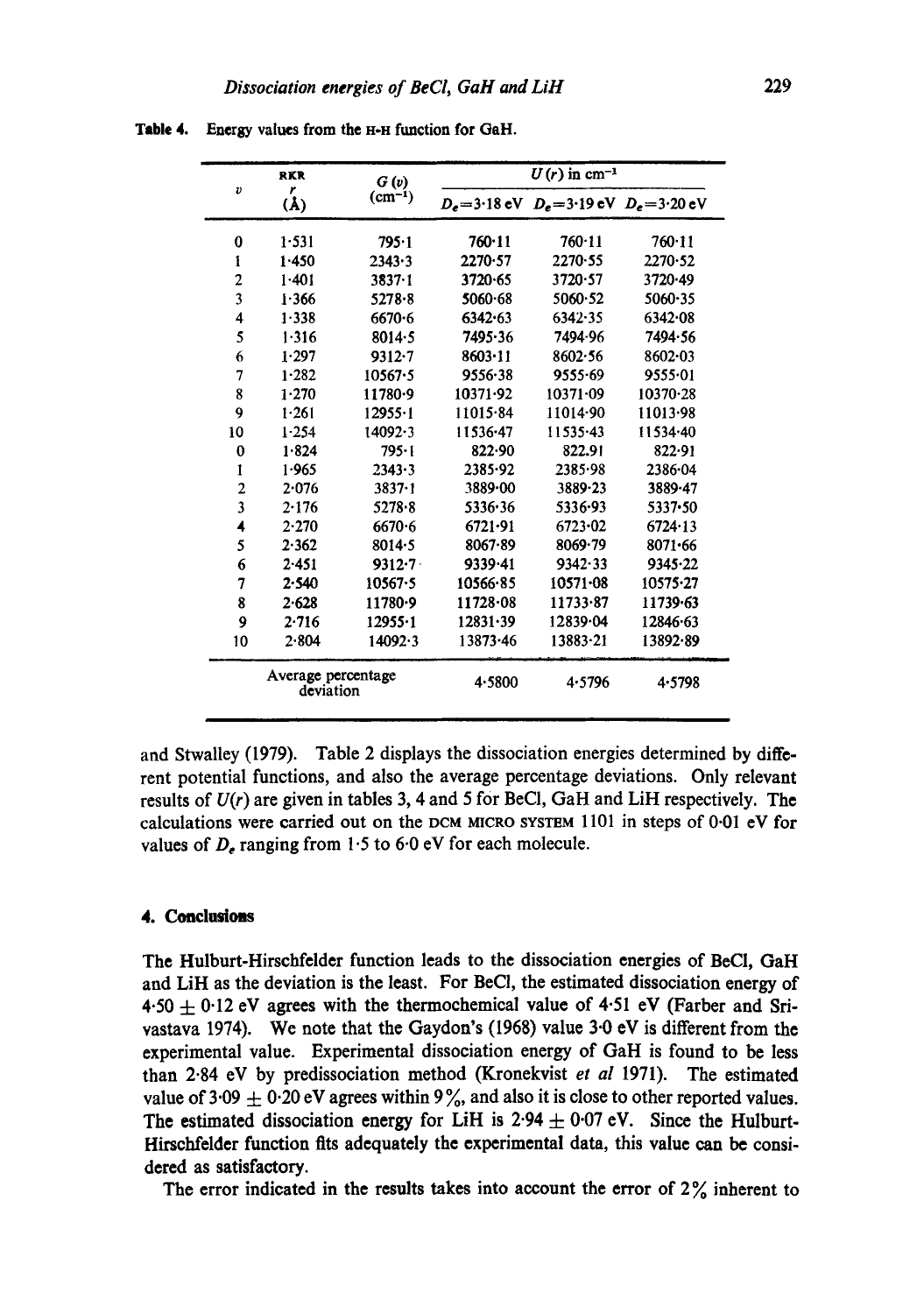Table 4. Energy values from the H-H function for GaH.

| $v$ | RKR $r$ (Å) | $G(v)$ (cm$^{-1}$) | $U(r)$ in cm$^{-1}$ | | |
|---|---|---|---|---|---|
| | | | $D_e$=3·18 eV | $D_e$=3·19 eV | $D_e$=3·20 eV |
| 0 | 1·531 | 795·1 | 760·11 | 760·11 | 760·11 |
| 1 | 1·450 | 2343·3 | 2270·57 | 2270·55 | 2270·52 |
| 2 | 1·401 | 3837·1 | 3720·65 | 3720·57 | 3720·49 |
| 3 | 1·366 | 5278·8 | 5060·68 | 5060·52 | 5060·35 |
| 4 | 1·338 | 6670·6 | 6342·63 | 6342·35 | 6342·08 |
| 5 | 1·316 | 8014·5 | 7495·36 | 7494·96 | 7494·56 |
| 6 | 1·297 | 9312·7 | 8603·11 | 8602·56 | 8602·03 |
| 7 | 1·282 | 10567·5 | 9556·38 | 9555·69 | 9555·01 |
| 8 | 1·270 | 11780·9 | 10371·92 | 10371·09 | 10370·28 |
| 9 | 1·261 | 12955·1 | 11015·84 | 11014·90 | 11013·98 |
| 10 | 1·254 | 14092·3 | 11536·47 | 11535·43 | 11534·40 |
| 0 | 1·824 | 795·1 | 822·90 | 822.91 | 822·91 |
| 1 | 1·965 | 2343·3 | 2385·92 | 2385·98 | 2386·04 |
| 2 | 2·076 | 3837·1 | 3889·00 | 3889·23 | 3889·47 |
| 3 | 2·176 | 5278·8 | 5336·36 | 5336·93 | 5337·50 |
| 4 | 2·270 | 6670·6 | 6721·91 | 6723·02 | 6724·13 |
| 5 | 2·362 | 8014·5 | 8067·89 | 8069·79 | 8071·66 |
| 6 | 2·451 | 9312·7 | 9339·41 | 9342·33 | 9345·22 |
| 7 | 2·540 | 10567·5 | 10566·85 | 10571·08 | 10575·27 |
| 8 | 2·628 | 11780·9 | 11728·08 | 11733·87 | 11739·63 |
| 9 | 2·716 | 12955·1 | 12831·39 | 12839·04 | 12846·63 |
| 10 | 2·804 | 14092·3 | 13873·46 | 13883·21 | 13892·89 |
| Average percentage deviation | | | 4·5800 | 4·5796 | 4·5798 |

and Stwalley (1979). Table 2 displays the dissociation energies determined by different potential functions, and also the average percentage deviations. Only relevant results of $U(r)$ are given in tables 3, 4 and 5 for BeCl, GaH and LiH respectively. The calculations were carried out on the DCM MICRO SYSTEM 1101 in steps of 0·01 eV for values of $D_e$ ranging from 1·5 to 6·0 eV for each molecule.

## 4. Conclusions

The Hulburt-Hirschfelder function leads to the dissociation energies of BeCl, GaH and LiH as the deviation is the least. For BeCl, the estimated dissociation energy of 4·50 ± 0·12 eV agrees with the thermochemical value of 4·51 eV (Farber and Srivastava 1974). We note that the Gaydon's (1968) value 3·0 eV is different from the experimental value. Experimental dissociation energy of GaH is found to be less than 2·84 eV by predissociation method (Kronekvist *et al* 1971). The estimated value of 3·09 ± 0·20 eV agrees within 9%, and also it is close to other reported values. The estimated dissociation energy for LiH is 2·94 ± 0·07 eV. Since the Hulburt-Hirschfelder function fits adequately the experimental data, this value can be considered as satisfactory.

The error indicated in the results takes into account the error of 2% inherent to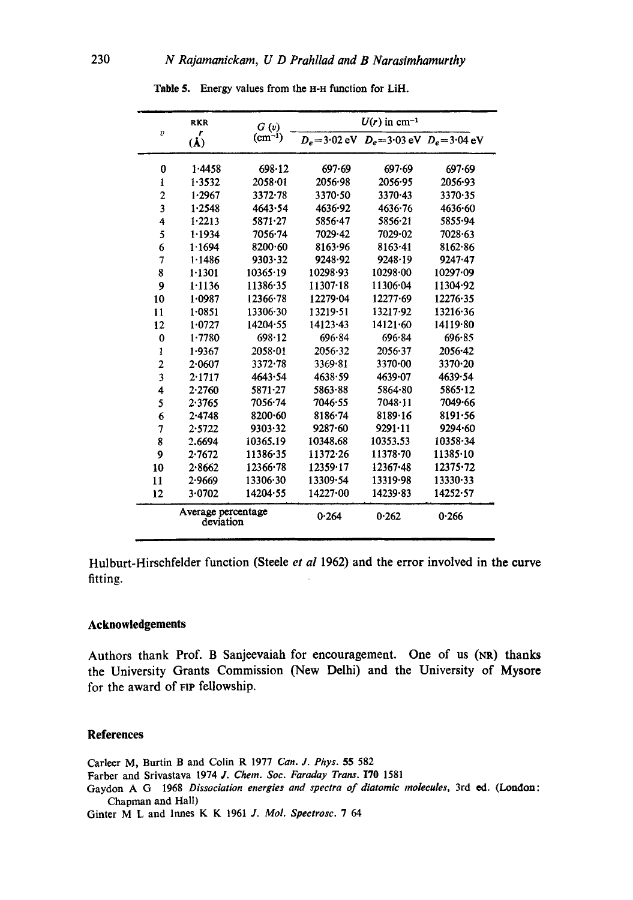Table 5. Energy values from the H-H function for LiH.

| $v$ | RKR $r$ (Å) | $G(v)$ ($cm^{-1}$) | $U(r)$ in $cm^{-1}$ | | |
|---|---|---|---|---|---|
| | | | $D_e$=3·02 eV | $D_e$=3·03 eV | $D_e$=3·04 eV |
| 0 | 1·4458 | 698·12 | 697·69 | 697·69 | 697·69 |
| 1 | 1·3532 | 2058·01 | 2056·98 | 2056·95 | 2056·93 |
| 2 | 1·2967 | 3372·78 | 3370·50 | 3370·43 | 3370·35 |
| 3 | 1·2548 | 4643·54 | 4636·92 | 4636·76 | 4636·60 |
| 4 | 1·2213 | 5871·27 | 5856·47 | 5856·21 | 5855·94 |
| 5 | 1·1934 | 7056·74 | 7029·42 | 7029·02 | 7028·63 |
| 6 | 1·1694 | 8200·60 | 8163·96 | 8163·41 | 8162·86 |
| 7 | 1·1486 | 9303·32 | 9248·92 | 9248·19 | 9247·47 |
| 8 | 1·1301 | 10365·19 | 10298·93 | 10298·00 | 10297·09 |
| 9 | 1·1136 | 11386·35 | 11307·18 | 11306·04 | 11304·92 |
| 10 | 1·0987 | 12366·78 | 12279·04 | 12277·69 | 12276·35 |
| 11 | 1·0851 | 13306·30 | 13219·51 | 13217·92 | 13216·36 |
| 12 | 1·0727 | 14204·55 | 14123·43 | 14121·60 | 14119·80 |
| 0 | 1·7780 | 698·12 | 696·84 | 696·84 | 696·85 |
| 1 | 1·9367 | 2058·01 | 2056·32 | 2056·37 | 2056·42 |
| 2 | 2·0607 | 3372·78 | 3369·81 | 3370·00 | 3370·20 |
| 3 | 2·1717 | 4643·54 | 4638·59 | 4639·07 | 4639·54 |
| 4 | 2·2760 | 5871·27 | 5863·88 | 5864·80 | 5865·12 |
| 5 | 2·3765 | 7056·74 | 7046·55 | 7048·11 | 7049·66 |
| 6 | 2·4748 | 8200·60 | 8186·74 | 8189·16 | 8191·56 |
| 7 | 2·5722 | 9303·32 | 9287·60 | 9291·11 | 9294·60 |
| 8 | 2.6694 | 10365.19 | 10348.68 | 10353.53 | 10358·34 |
| 9 | 2·7672 | 11386·35 | 11372·26 | 11378·70 | 11385·10 |
| 10 | 2·8662 | 12366·78 | 12359·17 | 12367·48 | 12375·72 |
| 11 | 2·9669 | 13306·30 | 13309·54 | 13319·98 | 13330·33 |
| 12 | 3·0702 | 14204·55 | 14227·00 | 14239·83 | 14252·57 |
| Average percentage deviation | | | 0·264 | 0·262 | 0·266 |

Hulburt-Hirschfelder function (Steele *et al* 1962) and the error involved in the curve fitting.

## Acknowledgements

Authors thank Prof. B Sanjeevaiah for encouragement. One of us (NR) thanks the University Grants Commission (New Delhi) and the University of Mysore for the award of FIP fellowship.

## References

Carleer M, Burtin B and Colin R 1977 *Can. J. Phys.* **55** 582

Farber and Srivastava 1974 *J. Chem. Soc. Faraday Trans.* **I70** 1581

Gaydon A G 1968 *Dissociation energies and spectra of diatomic molecules*, 3rd ed. (London: Chapman and Hall)

Ginter M L and Innes K K 1961 *J. Mol. Spectrosc.* **7** 64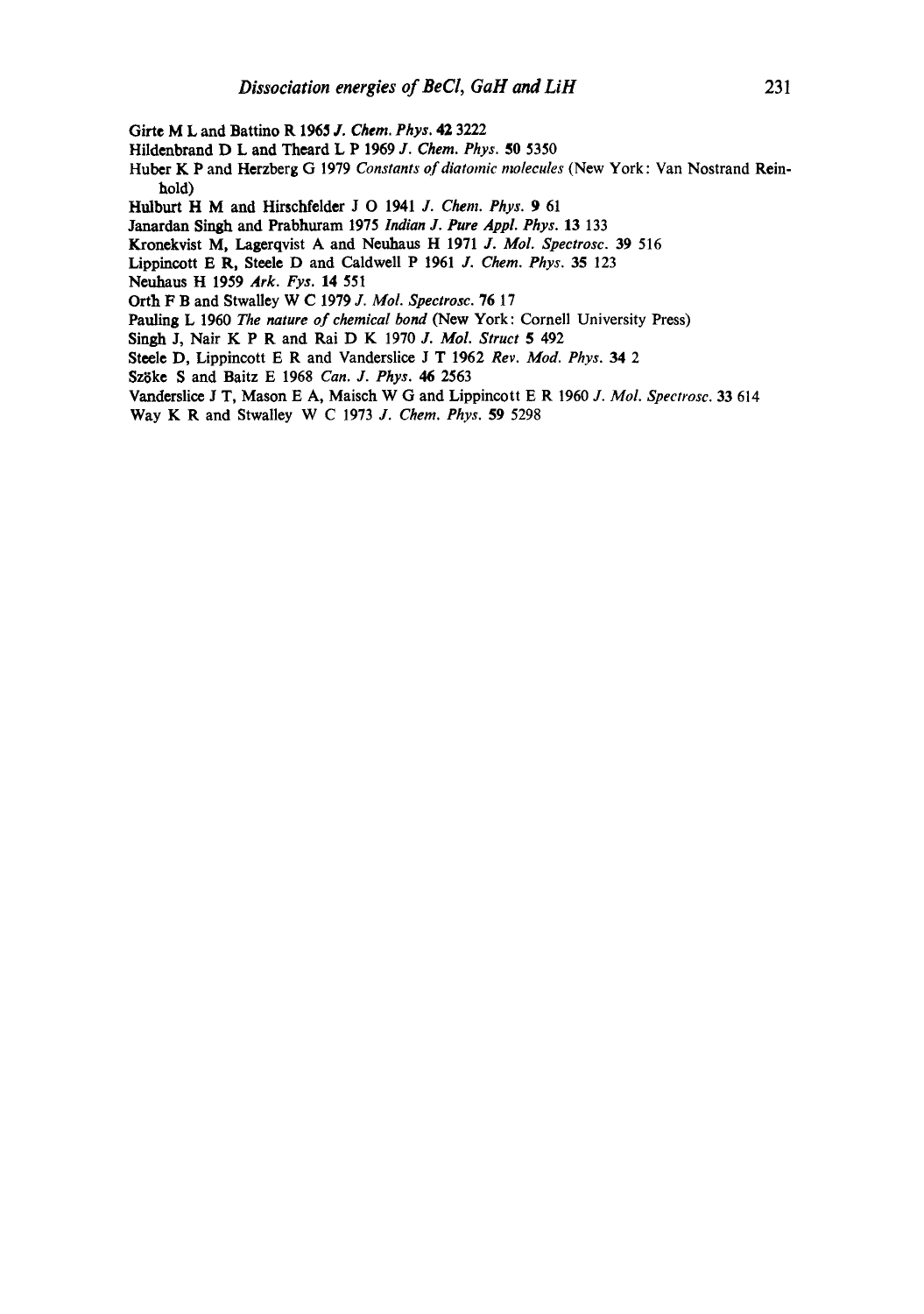Girte M L and Battino R 1965 *J. Chem. Phys.* **42** 3222

Hildenbrand D L and Theard L P 1969 *J. Chem. Phys.* **50** 5350

Huber K P and Herzberg G 1979 *Constants of diatomic molecules* (New York: Van Nostrand Reinhold)

Hulburt H M and Hirschfelder J O 1941 *J. Chem. Phys.* **9** 61

Janardan Singh and Prabhuram 1975 *Indian J. Pure Appl. Phys.* **13** 133

Kronekvist M, Lagerqvist A and Neuhaus H 1971 *J. Mol. Spectrosc.* **39** 516

Lippincott E R, Steele D and Caldwell P 1961 *J. Chem. Phys.* **35** 123

Neuhaus H 1959 *Ark. Fys.* **14** 551

Orth F B and Stwalley W C 1979 *J. Mol. Spectrosc.* **76** 17

Pauling L 1960 *The nature of chemical bond* (New York: Cornell University Press)

Singh J, Nair K P R and Rai D K 1970 *J. Mol. Struct* **5** 492

Steele D, Lippincott E R and Vanderslice J T 1962 *Rev. Mod. Phys.* **34** 2

Szöke S and Baitz E 1968 *Can. J. Phys.* **46** 2563

Vanderslice J T, Mason E A, Maisch W G and Lippincott E R 1960 *J. Mol. Spectrosc.* **33** 614

Way K R and Stwalley W C 1973 *J. Chem. Phys.* **59** 5298